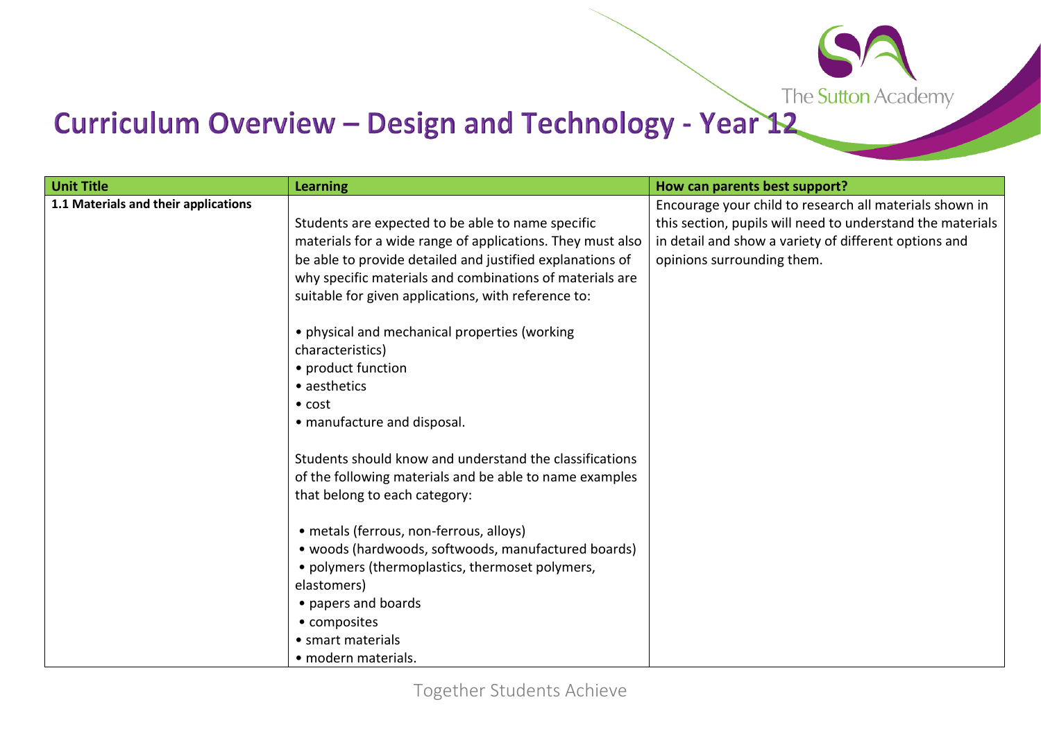# Curriculum Overview – Design and Technology - Year 12

| Unit Title | Learning | How can parents best support? |
|---|---|---|
| **1.1 Materials and their applications** | Students are expected to be able to name specific materials for a wide range of applications. They must also be able to provide detailed and justified explanations of why specific materials and combinations of materials are suitable for given applications, with reference to:<br><br>• physical and mechanical properties (working characteristics)<br>• product function<br>• aesthetics<br>• cost<br>• manufacture and disposal.<br><br>Students should know and understand the classifications of the following materials and be able to name examples that belong to each category:<br><br>• metals (ferrous, non-ferrous, alloys)<br>• woods (hardwoods, softwoods, manufactured boards)<br>• polymers (thermoplastics, thermoset polymers, elastomers)<br>• papers and boards<br>• composites<br>• smart materials<br>• modern materials. | Encourage your child to research all materials shown in this section, pupils will need to understand the materials in detail and show a variety of different options and opinions surrounding them. |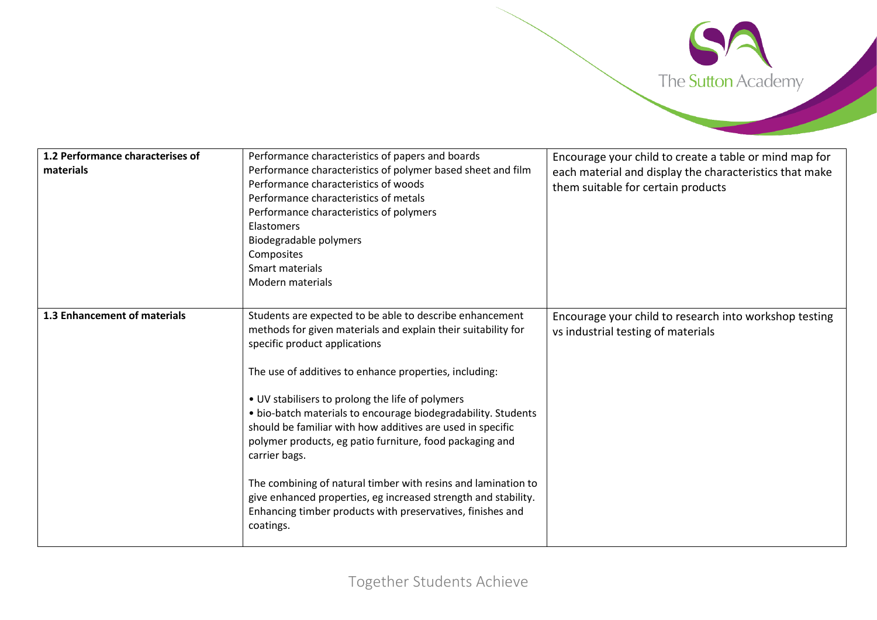| | | |
|---|---|---|
| **1.2 Performance characterises of materials** | Performance characteristics of papers and boards<br>Performance characteristics of polymer based sheet and film<br>Performance characteristics of woods<br>Performance characteristics of metals<br>Performance characteristics of polymers<br>Elastomers<br>Biodegradable polymers<br>Composites<br>Smart materials<br>Modern materials | Encourage your child to create a table or mind map for each material and display the characteristics that make them suitable for certain products |
| **1.3 Enhancement of materials** | Students are expected to be able to describe enhancement methods for given materials and explain their suitability for specific product applications<br><br>The use of additives to enhance properties, including:<br><br>• UV stabilisers to prolong the life of polymers<br>• bio-batch materials to encourage biodegradability. Students should be familiar with how additives are used in specific polymer products, eg patio furniture, food packaging and carrier bags.<br><br>The combining of natural timber with resins and lamination to give enhanced properties, eg increased strength and stability. Enhancing timber products with preservatives, finishes and coatings. | Encourage your child to research into workshop testing vs industrial testing of materials |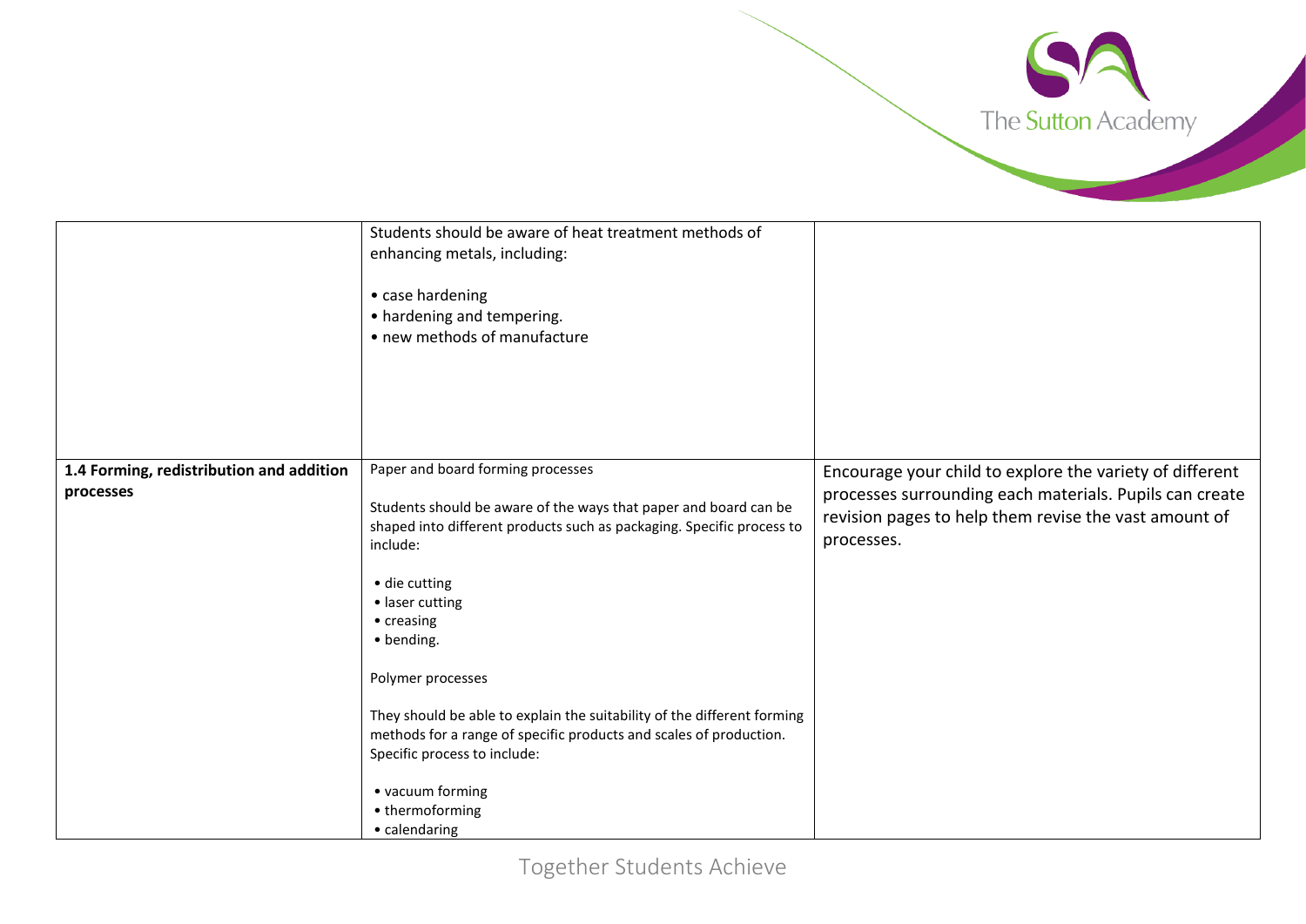| | | |
|---|---|---|
| | Students should be aware of heat treatment methods of enhancing metals, including:<br><br>• case hardening<br>• hardening and tempering.<br>• new methods of manufacture | |
| **1.4 Forming, redistribution and addition processes** | Paper and board forming processes<br><br>Students should be aware of the ways that paper and board can be shaped into different products such as packaging. Specific process to include:<br><br>• die cutting<br>• laser cutting<br>• creasing<br>• bending.<br><br>Polymer processes<br><br>They should be able to explain the suitability of the different forming methods for a range of specific products and scales of production. Specific process to include:<br><br>• vacuum forming<br>• thermoforming<br>• calendaring | Encourage your child to explore the variety of different processes surrounding each materials. Pupils can create revision pages to help them revise the vast amount of processes. |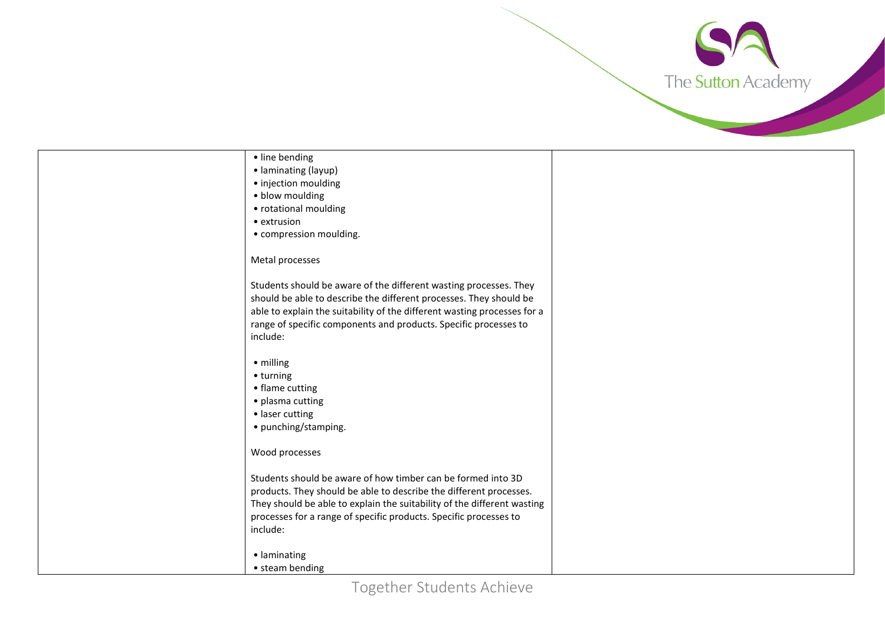| | | |
|---|---|---|
| | • line bending<br>• laminating (layup)<br>• injection moulding<br>• blow moulding<br>• rotational moulding<br>• extrusion<br>• compression moulding.<br><br>Metal processes<br><br>Students should be aware of the different wasting processes. They should be able to describe the different processes. They should be able to explain the suitability of the different wasting processes for a range of specific components and products. Specific processes to include:<br><br>• milling<br>• turning<br>• flame cutting<br>• plasma cutting<br>• laser cutting<br>• punching/stamping.<br><br>Wood processes<br><br>Students should be aware of how timber can be formed into 3D products. They should be able to describe the different processes. They should be able to explain the suitability of the different wasting processes for a range of specific products. Specific processes to include:<br><br>• laminating<br>• steam bending | |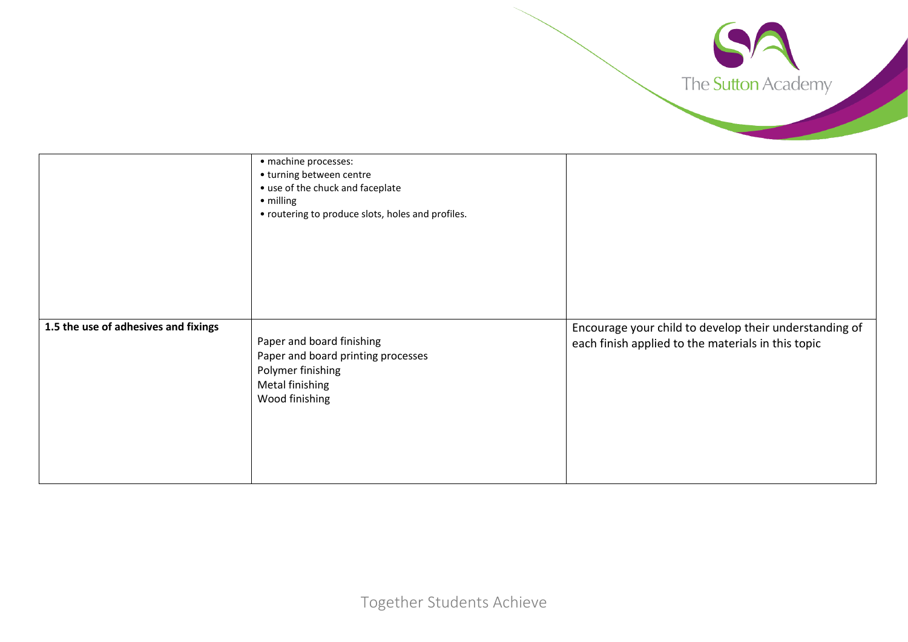| | | |
|---|---|---|
| | • machine processes:<br>• turning between centre<br>• use of the chuck and faceplate<br>• milling<br>• routering to produce slots, holes and profiles. | |
| **1.5 the use of adhesives and fixings** | Paper and board finishing<br>Paper and board printing processes<br>Polymer finishing<br>Metal finishing<br>Wood finishing | Encourage your child to develop their understanding of each finish applied to the materials in this topic |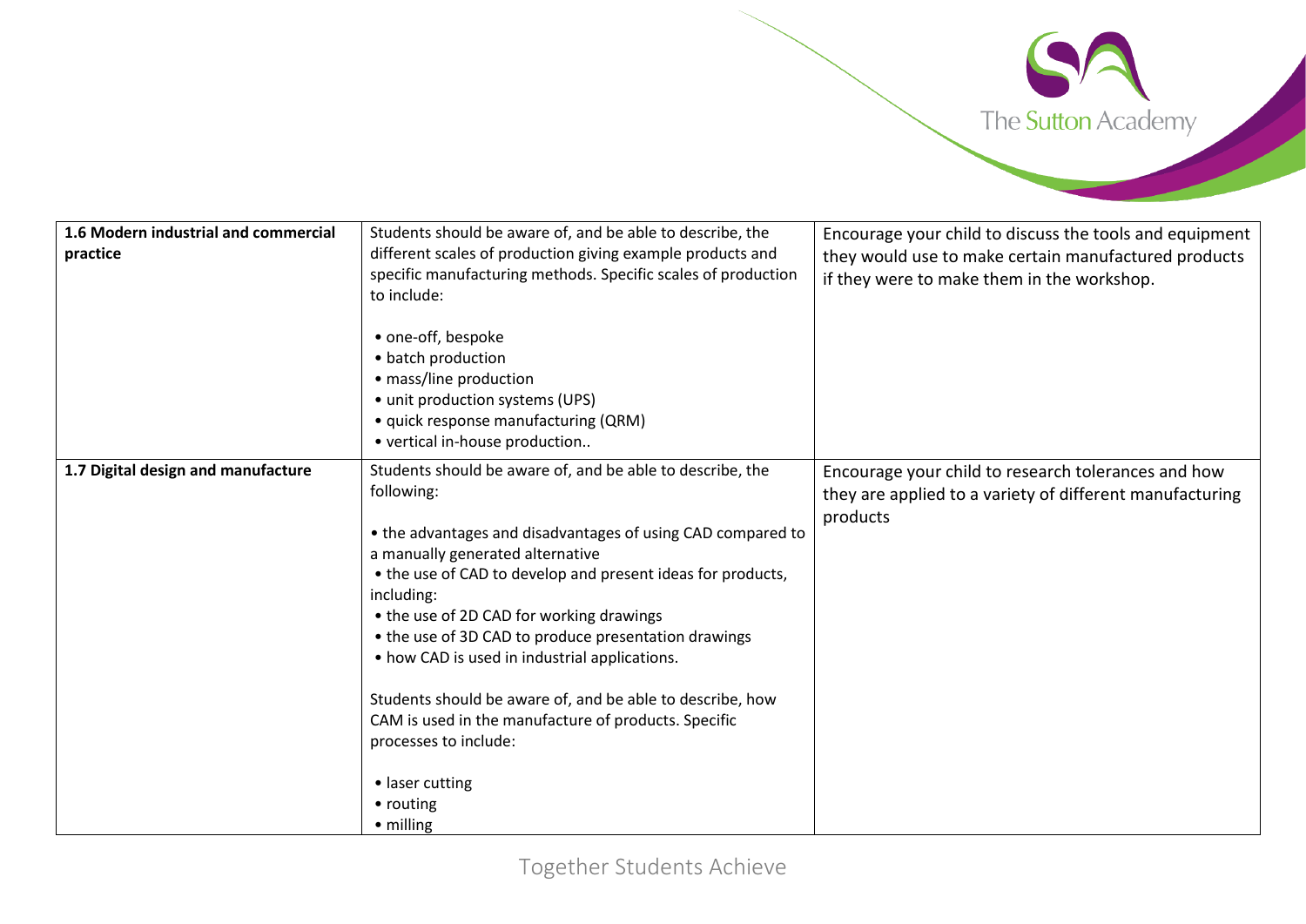| | | |
|---|---|---|
| **1.6 Modern industrial and commercial practice** | Students should be aware of, and be able to describe, the different scales of production giving example products and specific manufacturing methods. Specific scales of production to include:<br><br>• one-off, bespoke<br>• batch production<br>• mass/line production<br>• unit production systems (UPS)<br>• quick response manufacturing (QRM)<br>• vertical in-house production.. | Encourage your child to discuss the tools and equipment they would use to make certain manufactured products if they were to make them in the workshop. |
| **1.7 Digital design and manufacture** | Students should be aware of, and be able to describe, the following:<br><br>• the advantages and disadvantages of using CAD compared to a manually generated alternative<br>• the use of CAD to develop and present ideas for products, including:<br>• the use of 2D CAD for working drawings<br>• the use of 3D CAD to produce presentation drawings<br>• how CAD is used in industrial applications.<br><br>Students should be aware of, and be able to describe, how CAM is used in the manufacture of products. Specific processes to include:<br><br>• laser cutting<br>• routing<br>• milling | Encourage your child to research tolerances and how they are applied to a variety of different manufacturing products |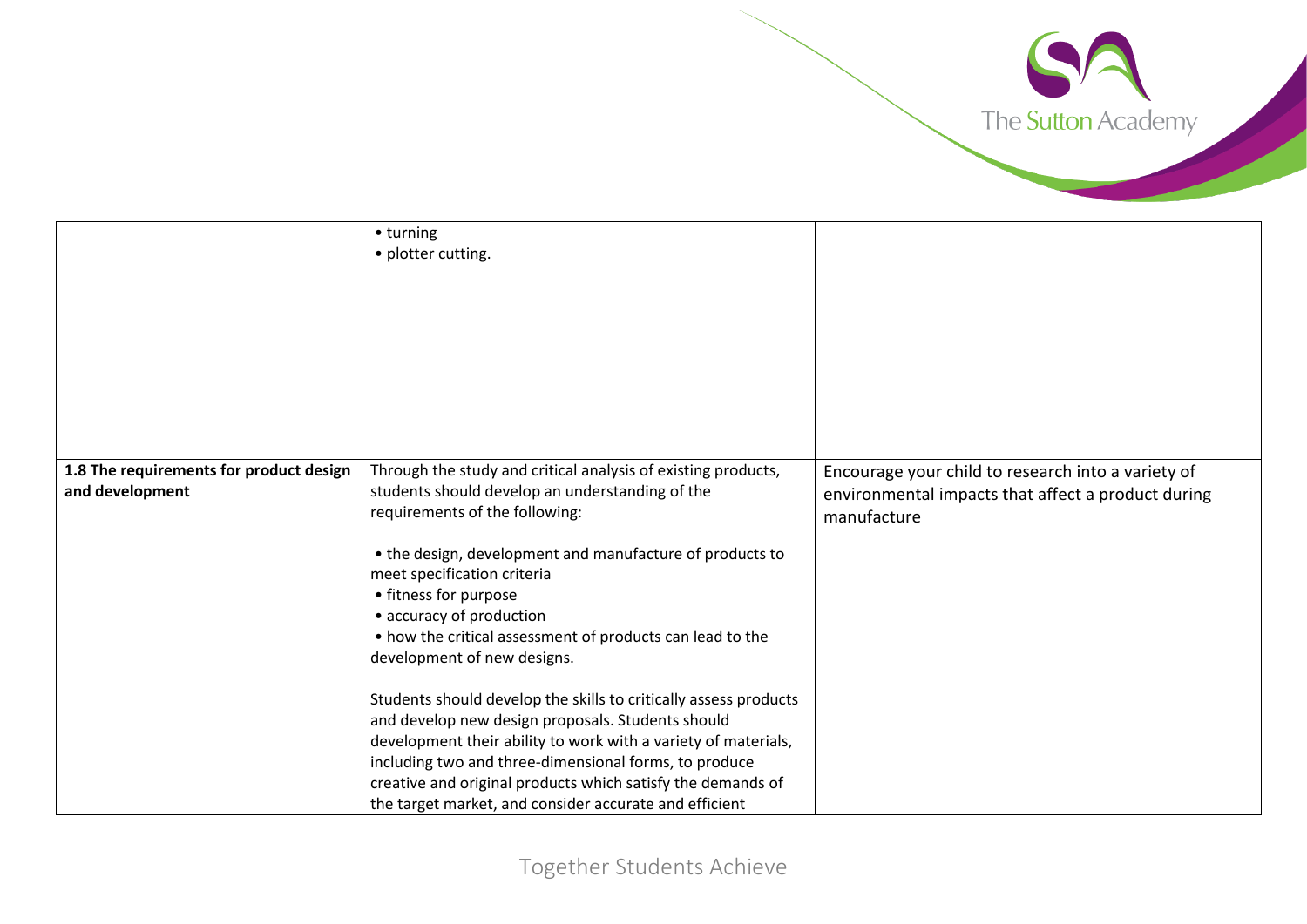| | | |
|---|---|---|
| | • turning<br>• plotter cutting. | |
| **1.8 The requirements for product design and development** | Through the study and critical analysis of existing products, students should develop an understanding of the requirements of the following:<br><br>• the design, development and manufacture of products to meet specification criteria<br>• fitness for purpose<br>• accuracy of production<br>• how the critical assessment of products can lead to the development of new designs.<br><br>Students should develop the skills to critically assess products and develop new design proposals. Students should development their ability to work with a variety of materials, including two and three-dimensional forms, to produce creative and original products which satisfy the demands of the target market, and consider accurate and efficient | Encourage your child to research into a variety of environmental impacts that affect a product during manufacture |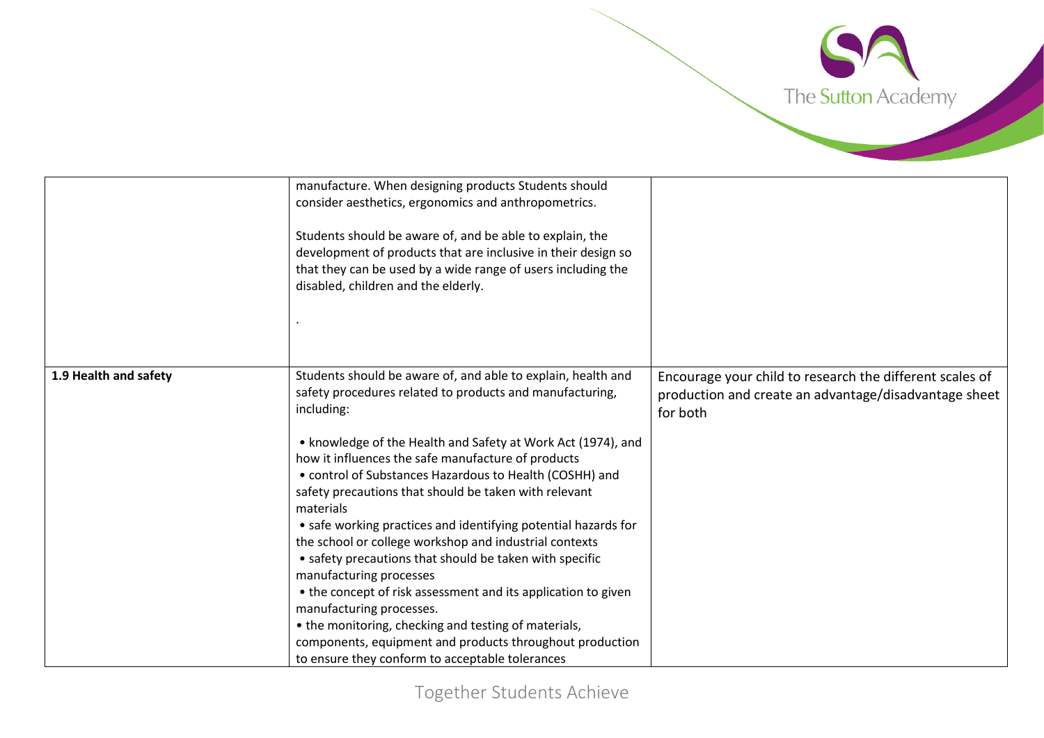| | | |
|---|---|---|
| | manufacture. When designing products Students should consider aesthetics, ergonomics and anthropometrics.<br><br>Students should be aware of, and be able to explain, the development of products that are inclusive in their design so that they can be used by a wide range of users including the disabled, children and the elderly.<br><br>. | |
| **1.9 Health and safety** | Students should be aware of, and able to explain, health and safety procedures related to products and manufacturing, including:<br><br>• knowledge of the Health and Safety at Work Act (1974), and how it influences the safe manufacture of products<br>• control of Substances Hazardous to Health (COSHH) and safety precautions that should be taken with relevant materials<br>• safe working practices and identifying potential hazards for the school or college workshop and industrial contexts<br>• safety precautions that should be taken with specific manufacturing processes<br>• the concept of risk assessment and its application to given manufacturing processes.<br>• the monitoring, checking and testing of materials, components, equipment and products throughout production to ensure they conform to acceptable tolerances | Encourage your child to research the different scales of production and create an advantage/disadvantage sheet for both |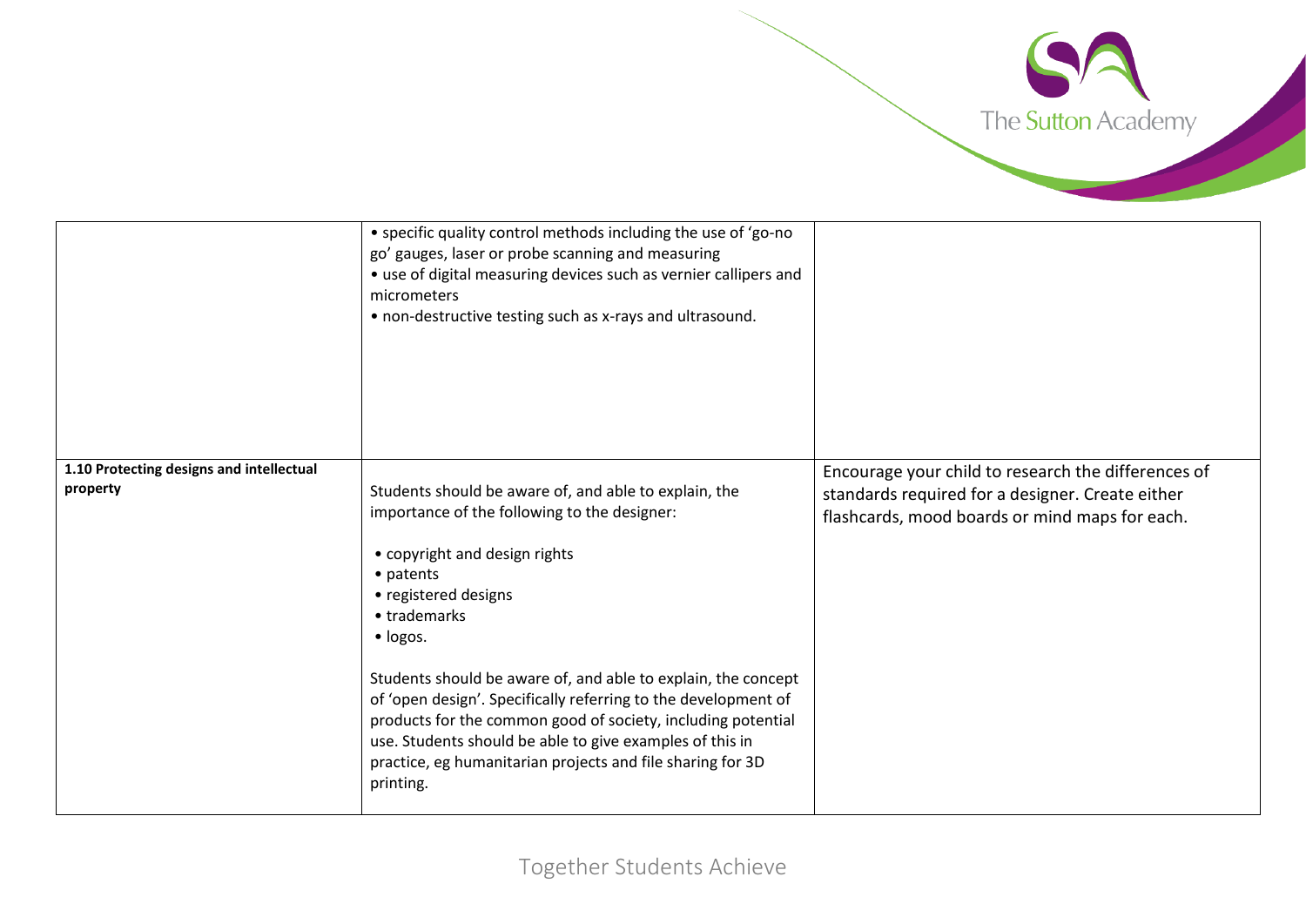| | | |
|---|---|---|
| | • specific quality control methods including the use of 'go-no go' gauges, laser or probe scanning and measuring<br>• use of digital measuring devices such as vernier callipers and micrometers<br>• non-destructive testing such as x-rays and ultrasound. | |
| **1.10 Protecting designs and intellectual property** | Students should be aware of, and able to explain, the importance of the following to the designer:<br><br>• copyright and design rights<br>• patents<br>• registered designs<br>• trademarks<br>• logos.<br><br>Students should be aware of, and able to explain, the concept of 'open design'. Specifically referring to the development of products for the common good of society, including potential use. Students should be able to give examples of this in practice, eg humanitarian projects and file sharing for 3D printing. | Encourage your child to research the differences of standards required for a designer. Create either flashcards, mood boards or mind maps for each. |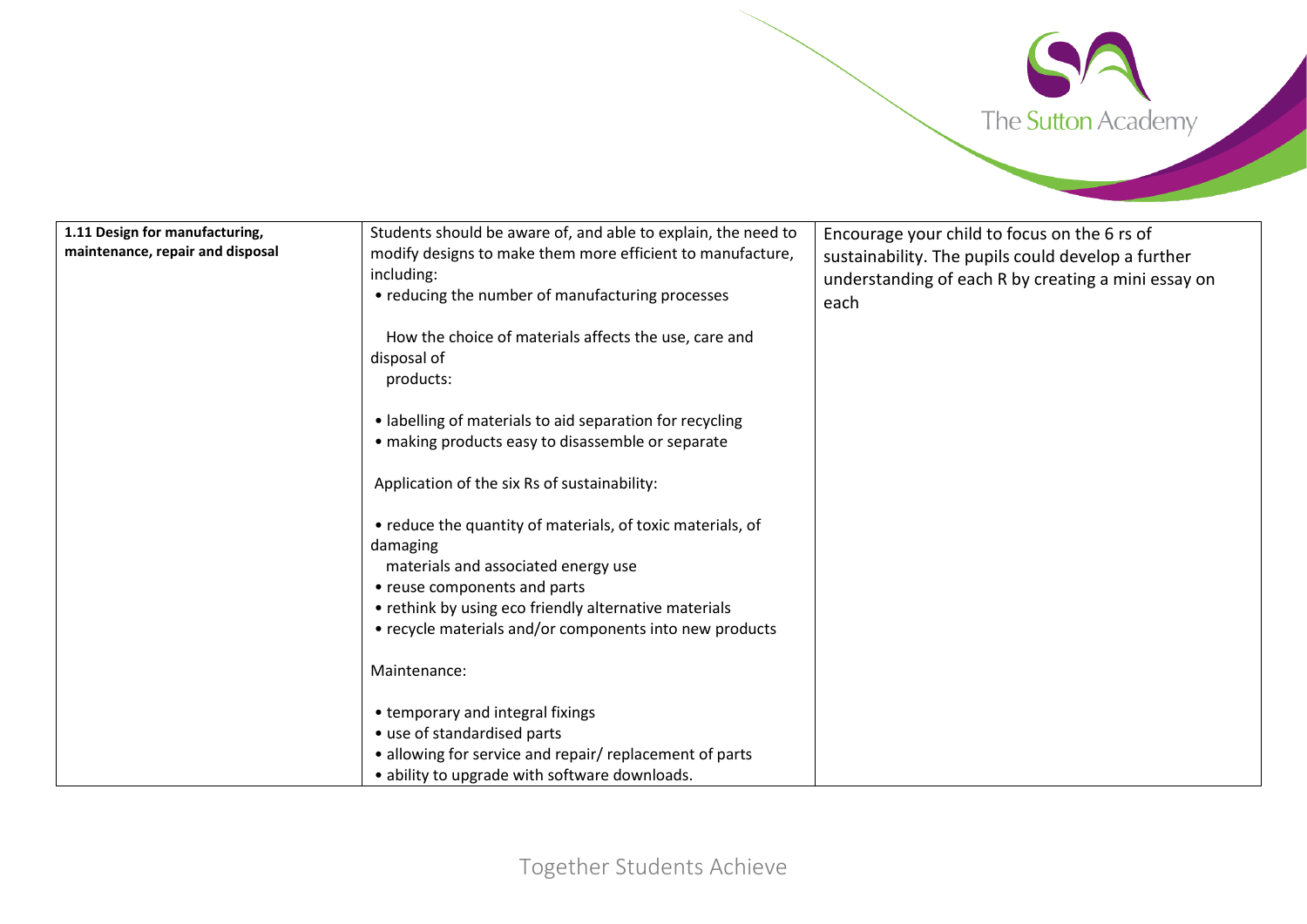| **1.11 Design for manufacturing, maintenance, repair and disposal** | Students should be aware of, and able to explain, the need to modify designs to make them more efficient to manufacture, including:<br>• reducing the number of manufacturing processes<br><br>How the choice of materials affects the use, care and disposal of products:<br><br>• labelling of materials to aid separation for recycling<br>• making products easy to disassemble or separate<br><br>Application of the six Rs of sustainability:<br><br>• reduce the quantity of materials, of toxic materials, of damaging materials and associated energy use<br>• reuse components and parts<br>• rethink by using eco friendly alternative materials<br>• recycle materials and/or components into new products<br><br>Maintenance:<br><br>• temporary and integral fixings<br>• use of standardised parts<br>• allowing for service and repair/ replacement of parts<br>• ability to upgrade with software downloads. | Encourage your child to focus on the 6 rs of sustainability. The pupils could develop a further understanding of each R by creating a mini essay on each |
|---|---|---|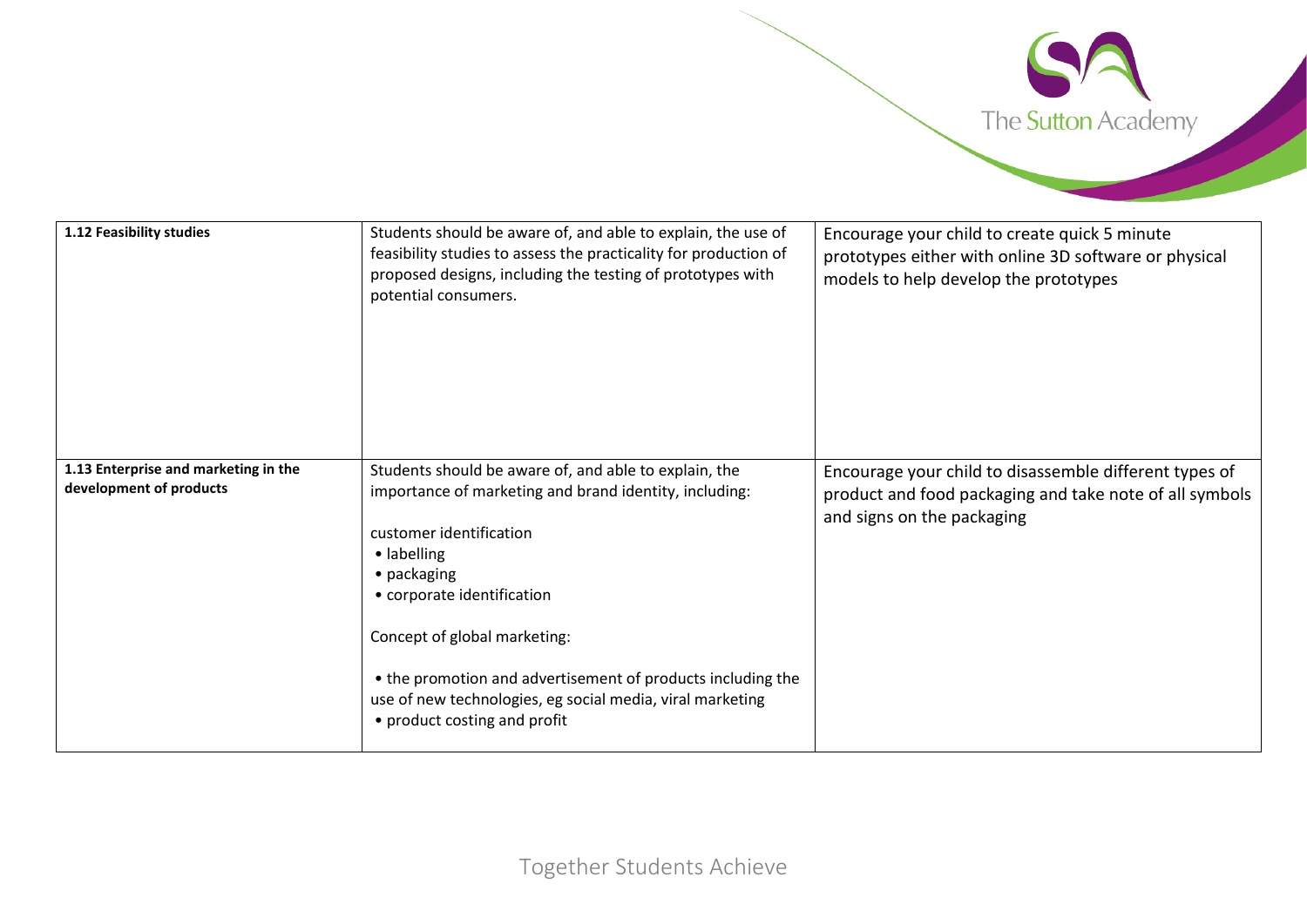| | | |
|---|---|---|
| **1.12 Feasibility studies** | Students should be aware of, and able to explain, the use of feasibility studies to assess the practicality for production of proposed designs, including the testing of prototypes with potential consumers. | Encourage your child to create quick 5 minute prototypes either with online 3D software or physical models to help develop the prototypes |
| **1.13 Enterprise and marketing in the development of products** | Students should be aware of, and able to explain, the importance of marketing and brand identity, including:<br><br>customer identification<br>• labelling<br>• packaging<br>• corporate identification<br><br>Concept of global marketing:<br><br>• the promotion and advertisement of products including the use of new technologies, eg social media, viral marketing<br>• product costing and profit | Encourage your child to disassemble different types of product and food packaging and take note of all symbols and signs on the packaging |